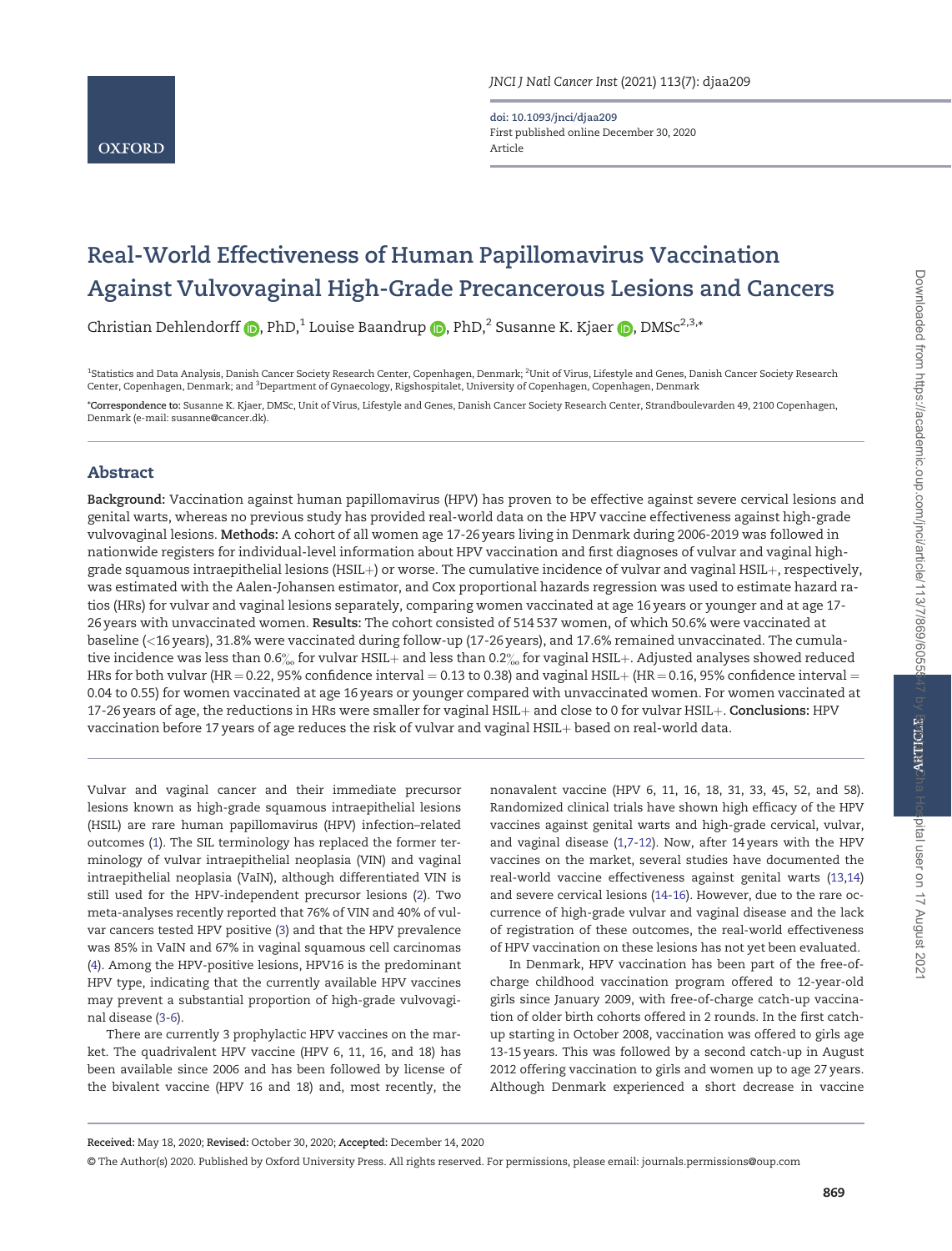# Real-World Effectiveness of Human Papillomavirus Vaccination Against Vulvovaginal High-Grade Precancerous Lesions and Cancers

Christian Dehlendorff, PhD,[1] Louise Baandrup, PhD,[2] Susanne K. Kjaer, DMSc[2,3,*]

[1]Statistics and Data Analysis, Danish Cancer Society Research Center, Copenhagen, Denmark; [2]Unit of Virus, Lifestyle and Genes, Danish Cancer Society Research Center, Copenhagen, Denmark; and [3]Department of Gynaecology, Rigshospitalet, University of Copenhagen, Copenhagen, Denmark

*Correspondence to: Susanne K. Kjaer, DMSc, Unit of Virus, Lifestyle and Genes, Danish Cancer Society Research Center, Strandboulevarden 49, 2100 Copenhagen, Denmark (e-mail: susanne@cancer.dk).

## Abstract

**Background:** Vaccination against human papillomavirus (HPV) has proven to be effective against severe cervical lesions and genital warts, whereas no previous study has provided real-world data on the HPV vaccine effectiveness against high-grade vulvovaginal lesions. **Methods:** A cohort of all women age 17-26 years living in Denmark during 2006-2019 was followed in nationwide registers for individual-level information about HPV vaccination and first diagnoses of vulvar and vaginal high-grade squamous intraepithelial lesions (HSIL+) or worse. The cumulative incidence of vulvar and vaginal HSIL+, respectively, was estimated with the Aalen-Johansen estimator, and Cox proportional hazards regression was used to estimate hazard ratios (HRs) for vulvar and vaginal lesions separately, comparing women vaccinated at age 16 years or younger and at age 17-26 years with unvaccinated women. **Results:** The cohort consisted of 514 537 women, of which 50.6% were vaccinated at baseline (<16 years), 31.8% were vaccinated during follow-up (17-26 years), and 17.6% remained unvaccinated. The cumulative incidence was less than 0.6‰ for vulvar HSIL+ and less than 0.2‰ for vaginal HSIL+. Adjusted analyses showed reduced HRs for both vulvar (HR = 0.22, 95% confidence interval = 0.13 to 0.38) and vaginal HSIL+ (HR = 0.16, 95% confidence interval = 0.04 to 0.55) for women vaccinated at age 16 years or younger compared with unvaccinated women. For women vaccinated at 17-26 years of age, the reductions in HRs were smaller for vaginal HSIL+ and close to 0 for vulvar HSIL+. **Conclusions:** HPV vaccination before 17 years of age reduces the risk of vulvar and vaginal HSIL+ based on real-world data.

Vulvar and vaginal cancer and their immediate precursor lesions known as high-grade squamous intraepithelial lesions (HSIL) are rare human papillomavirus (HPV) infection–related outcomes (1). The SIL terminology has replaced the former terminology of vulvar intraepithelial neoplasia (VIN) and vaginal intraepithelial neoplasia (VaIN), although differentiated VIN is still used for the HPV-independent precursor lesions (2). Two meta-analyses recently reported that 76% of VIN and 40% of vulvar cancers tested HPV positive (3) and that the HPV prevalence was 85% in VaIN and 67% in vaginal squamous cell carcinomas (4). Among the HPV-positive lesions, HPV16 is the predominant HPV type, indicating that the currently available HPV vaccines may prevent a substantial proportion of high-grade vulvovaginal disease (3-6).

There are currently 3 prophylactic HPV vaccines on the market. The quadrivalent HPV vaccine (HPV 6, 11, 16, and 18) has been available since 2006 and has been followed by license of the bivalent vaccine (HPV 16 and 18) and, most recently, the nonavalent vaccine (HPV 6, 11, 16, 18, 31, 33, 45, 52, and 58). Randomized clinical trials have shown high efficacy of the HPV vaccines against genital warts and high-grade cervical, vulvar, and vaginal disease (1,7-12). Now, after 14 years with the HPV vaccines on the market, several studies have documented the real-world vaccine effectiveness against genital warts (13,14) and severe cervical lesions (14-16). However, due to the rare occurrence of high-grade vulvar and vaginal disease and the lack of registration of these outcomes, the real-world effectiveness of HPV vaccination on these lesions has not yet been evaluated.

In Denmark, HPV vaccination has been part of the free-of-charge childhood vaccination program offered to 12-year-old girls since January 2009, with free-of-charge catch-up vaccination of older birth cohorts offered in 2 rounds. In the first catch-up starting in October 2008, vaccination was offered to girls age 13-15 years. This was followed by a second catch-up in August 2012 offering vaccination to girls and women up to age 27 years. Although Denmark experienced a short decrease in vaccine

**Received:** May 18, 2020; **Revised:** October 30, 2020; **Accepted:** December 14, 2020

© The Author(s) 2020. Published by Oxford University Press. All rights reserved. For permissions, please email: journals.permissions@oup.com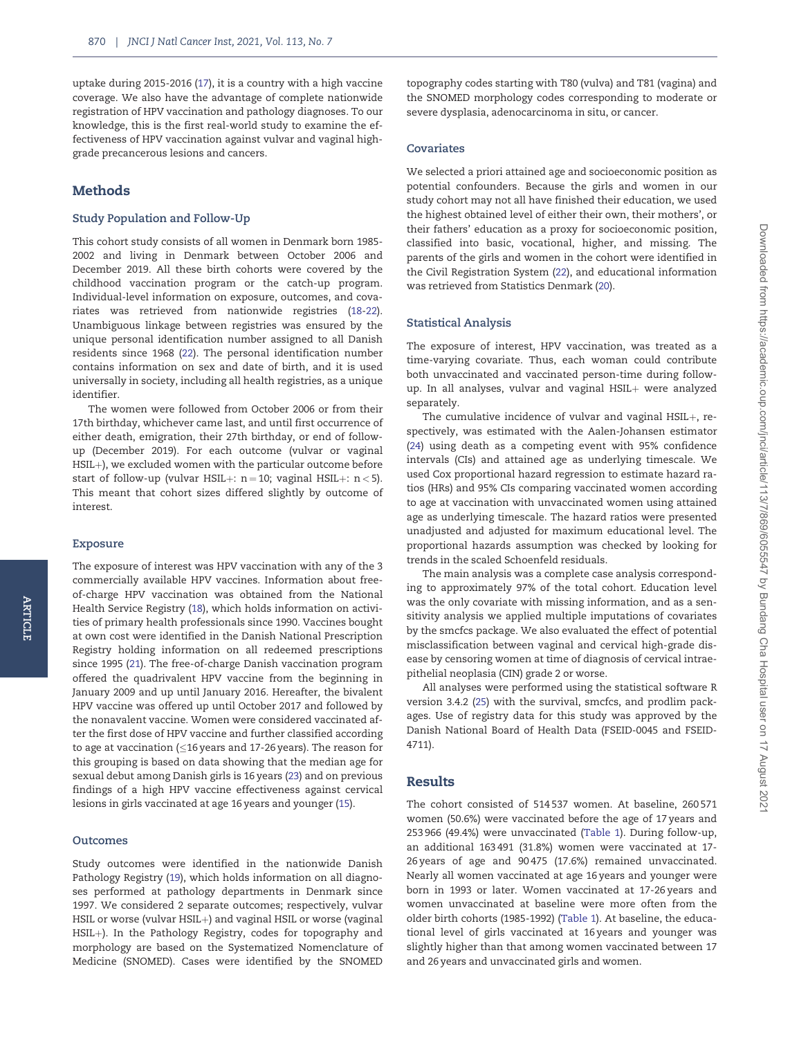uptake during 2015-2016 (17), it is a country with a high vaccine coverage. We also have the advantage of complete nationwide registration of HPV vaccination and pathology diagnoses. To our knowledge, this is the first real-world study to examine the effectiveness of HPV vaccination against vulvar and vaginal high-grade precancerous lesions and cancers.

## Methods

### Study Population and Follow-Up

This cohort study consists of all women in Denmark born 1985-2002 and living in Denmark between October 2006 and December 2019. All these birth cohorts were covered by the childhood vaccination program or the catch-up program. Individual-level information on exposure, outcomes, and covariates was retrieved from nationwide registries (18-22). Unambiguous linkage between registries was ensured by the unique personal identification number assigned to all Danish residents since 1968 (22). The personal identification number contains information on sex and date of birth, and it is used universally in society, including all health registries, as a unique identifier.

The women were followed from October 2006 or from their 17th birthday, whichever came last, and until first occurrence of either death, emigration, their 27th birthday, or end of follow-up (December 2019). For each outcome (vulvar or vaginal HSIL+), we excluded women with the particular outcome before start of follow-up (vulvar HSIL+: n = 10; vaginal HSIL+: n < 5). This meant that cohort sizes differed slightly by outcome of interest.

### Exposure

The exposure of interest was HPV vaccination with any of the 3 commercially available HPV vaccines. Information about free-of-charge HPV vaccination was obtained from the National Health Service Registry (18), which holds information on activities of primary health professionals since 1990. Vaccines bought at own cost were identified in the Danish National Prescription Registry holding information on all redeemed prescriptions since 1995 (21). The free-of-charge Danish vaccination program offered the quadrivalent HPV vaccine from the beginning in January 2009 and up until January 2016. Hereafter, the bivalent HPV vaccine was offered up until October 2017 and followed by the nonavalent vaccine. Women were considered vaccinated after the first dose of HPV vaccine and further classified according to age at vaccination (≤16 years and 17-26 years). The reason for this grouping is based on data showing that the median age for sexual debut among Danish girls is 16 years (23) and on previous findings of a high HPV vaccine effectiveness against cervical lesions in girls vaccinated at age 16 years and younger (15).

### Outcomes

Study outcomes were identified in the nationwide Danish Pathology Registry (19), which holds information on all diagnoses performed at pathology departments in Denmark since 1997. We considered 2 separate outcomes; respectively, vulvar HSIL or worse (vulvar HSIL+) and vaginal HSIL or worse (vaginal HSIL+). In the Pathology Registry, codes for topography and morphology are based on the Systematized Nomenclature of Medicine (SNOMED). Cases were identified by the SNOMED topography codes starting with T80 (vulva) and T81 (vagina) and the SNOMED morphology codes corresponding to moderate or severe dysplasia, adenocarcinoma in situ, or cancer.

### Covariates

We selected a priori attained age and socioeconomic position as potential confounders. Because the girls and women in our study cohort may not all have finished their education, we used the highest obtained level of either their own, their mothers', or their fathers' education as a proxy for socioeconomic position, classified into basic, vocational, higher, and missing. The parents of the girls and women in the cohort were identified in the Civil Registration System (22), and educational information was retrieved from Statistics Denmark (20).

### Statistical Analysis

The exposure of interest, HPV vaccination, was treated as a time-varying covariate. Thus, each woman could contribute both unvaccinated and vaccinated person-time during follow-up. In all analyses, vulvar and vaginal HSIL+ were analyzed separately.

The cumulative incidence of vulvar and vaginal HSIL+, respectively, was estimated with the Aalen-Johansen estimator (24) using death as a competing event with 95% confidence intervals (CIs) and attained age as underlying timescale. We used Cox proportional hazard regression to estimate hazard ratios (HRs) and 95% CIs comparing vaccinated women according to age at vaccination with unvaccinated women using attained age as underlying timescale. The hazard ratios were presented unadjusted and adjusted for maximum educational level. The proportional hazards assumption was checked by looking for trends in the scaled Schoenfeld residuals.

The main analysis was a complete case analysis corresponding to approximately 97% of the total cohort. Education level was the only covariate with missing information, and as a sensitivity analysis we applied multiple imputations of covariates by the smcfcs package. We also evaluated the effect of potential misclassification between vaginal and cervical high-grade disease by censoring women at time of diagnosis of cervical intraepithelial neoplasia (CIN) grade 2 or worse.

All analyses were performed using the statistical software R version 3.4.2 (25) with the survival, smcfcs, and prodlim packages. Use of registry data for this study was approved by the Danish National Board of Health Data (FSEID-0045 and FSEID-4711).

## Results

The cohort consisted of 514 537 women. At baseline, 260 571 women (50.6%) were vaccinated before the age of 17 years and 253 966 (49.4%) were unvaccinated (Table 1). During follow-up, an additional 163 491 (31.8%) women were vaccinated at 17-26 years of age and 90 475 (17.6%) remained unvaccinated. Nearly all women vaccinated at age 16 years and younger were born in 1993 or later. Women vaccinated at 17-26 years and women unvaccinated at baseline were more often from the older birth cohorts (1985-1992) (Table 1). At baseline, the educational level of girls vaccinated at 16 years and younger was slightly higher than that among women vaccinated between 17 and 26 years and unvaccinated girls and women.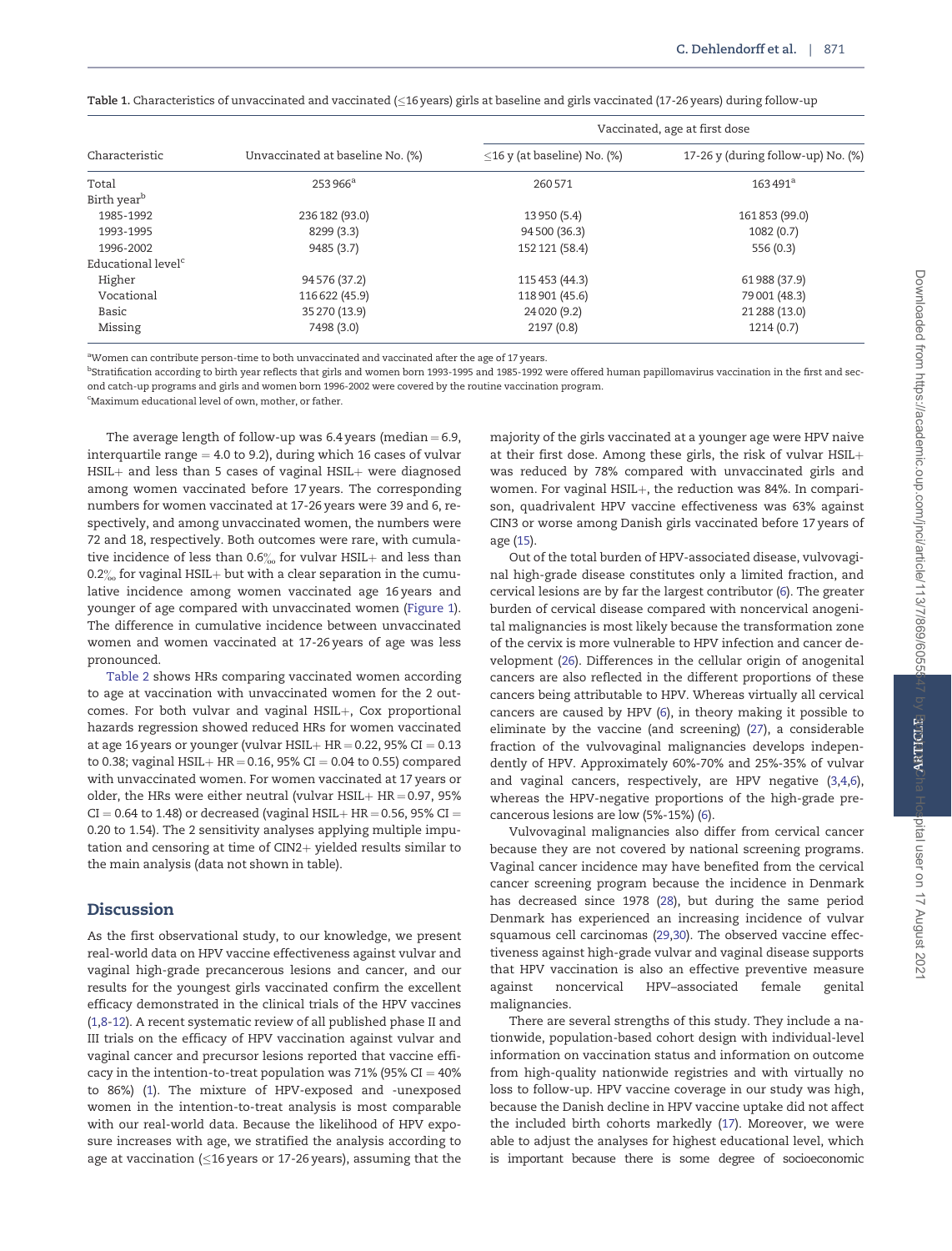Table 1. Characteristics of unvaccinated and vaccinated (≤16 years) girls at baseline and girls vaccinated (17-26 years) during follow-up

| Characteristic | Unvaccinated at baseline No. (%) | Vaccinated, age at first dose | |
|---|---|---|---|
| | | ≤16 y (at baseline) No. (%) | 17-26 y (during follow-up) No. (%) |
| Total | 253 966[a] | 260 571 | 163 491[a] |
| Birth year[b] | | | |
| 1985-1992 | 236 182 (93.0) | 13 950 (5.4) | 161 853 (99.0) |
| 1993-1995 | 8299 (3.3) | 94 500 (36.3) | 1082 (0.7) |
| 1996-2002 | 9485 (3.7) | 152 121 (58.4) | 556 (0.3) |
| Educational level[c] | | | |
| Higher | 94 576 (37.2) | 115 453 (44.3) | 61 988 (37.9) |
| Vocational | 116 622 (45.9) | 118 901 (45.6) | 79 001 (48.3) |
| Basic | 35 270 (13.9) | 24 020 (9.2) | 21 288 (13.0) |
| Missing | 7498 (3.0) | 2197 (0.8) | 1214 (0.7) |

[a]Women can contribute person-time to both unvaccinated and vaccinated after the age of 17 years.

[b]Stratification according to birth year reflects that girls and women born 1993-1995 and 1985-1992 were offered human papillomavirus vaccination in the first and second catch-up programs and girls and women born 1996-2002 were covered by the routine vaccination program.

[c]Maximum educational level of own, mother, or father.

The average length of follow-up was 6.4 years (median = 6.9, interquartile range = 4.0 to 9.2), during which 16 cases of vulvar HSIL+ and less than 5 cases of vaginal HSIL+ were diagnosed among women vaccinated before 17 years. The corresponding numbers for women vaccinated at 17-26 years were 39 and 6, respectively, and among unvaccinated women, the numbers were 72 and 18, respectively. Both outcomes were rare, with cumulative incidence of less than 0.6‰ for vulvar HSIL+ and less than 0.2‰ for vaginal HSIL+ but with a clear separation in the cumulative incidence among women vaccinated age 16 years and younger of age compared with unvaccinated women (Figure 1). The difference in cumulative incidence between unvaccinated women and women vaccinated at 17-26 years of age was less pronounced.

Table 2 shows HRs comparing vaccinated women according to age at vaccination with unvaccinated women for the 2 outcomes. For both vulvar and vaginal HSIL+, Cox proportional hazards regression showed reduced HRs for women vaccinated at age 16 years or younger (vulvar HSIL+ HR = 0.22, 95% CI = 0.13 to 0.38; vaginal HSIL+ HR = 0.16, 95% CI = 0.04 to 0.55) compared with unvaccinated women. For women vaccinated at 17 years or older, the HRs were either neutral (vulvar HSIL+ HR = 0.97, 95% CI = 0.64 to 1.48) or decreased (vaginal HSIL+ HR = 0.56, 95% CI = 0.20 to 1.54). The 2 sensitivity analyses applying multiple imputation and censoring at time of CIN2+ yielded results similar to the main analysis (data not shown in table).

## Discussion

As the first observational study, to our knowledge, we present real-world data on HPV vaccine effectiveness against vulvar and vaginal high-grade precancerous lesions and cancer, and our results for the youngest girls vaccinated confirm the excellent efficacy demonstrated in the clinical trials of the HPV vaccines (1,8-12). A recent systematic review of all published phase II and III trials on the efficacy of HPV vaccination against vulvar and vaginal cancer and precursor lesions reported that vaccine efficacy in the intention-to-treat population was 71% (95% CI = 40% to 86%) (1). The mixture of HPV-exposed and -unexposed women in the intention-to-treat analysis is most comparable with our real-world data. Because the likelihood of HPV exposure increases with age, we stratified the analysis according to age at vaccination (≤16 years or 17-26 years), assuming that the majority of the girls vaccinated at a younger age were HPV naive at their first dose. Among these girls, the risk of vulvar HSIL+ was reduced by 78% compared with unvaccinated girls and women. For vaginal HSIL+, the reduction was 84%. In comparison, quadrivalent HPV vaccine effectiveness was 63% against CIN3 or worse among Danish girls vaccinated before 17 years of age (15).

Out of the total burden of HPV-associated disease, vulvovaginal high-grade disease constitutes only a limited fraction, and cervical lesions are by far the largest contributor (6). The greater burden of cervical disease compared with noncervical anogenital malignancies is most likely because the transformation zone of the cervix is more vulnerable to HPV infection and cancer development (26). Differences in the cellular origin of anogenital cancers are also reflected in the different proportions of these cancers being attributable to HPV. Whereas virtually all cervical cancers are caused by HPV (6), in theory making it possible to eliminate by the vaccine (and screening) (27), a considerable fraction of the vulvovaginal malignancies develops independently of HPV. Approximately 60%-70% and 25%-35% of vulvar and vaginal cancers, respectively, are HPV negative (3,4,6), whereas the HPV-negative proportions of the high-grade precancerous lesions are low (5%-15%) (6).

Vulvovaginal malignancies also differ from cervical cancer because they are not covered by national screening programs. Vaginal cancer incidence may have benefited from the cervical cancer screening program because the incidence in Denmark has decreased since 1978 (28), but during the same period Denmark has experienced an increasing incidence of vulvar squamous cell carcinomas (29,30). The observed vaccine effectiveness against high-grade vulvar and vaginal disease supports that HPV vaccination is also an effective preventive measure against noncervical HPV–associated female genital malignancies.

There are several strengths of this study. They include a nationwide, population-based cohort design with individual-level information on vaccination status and information on outcome from high-quality nationwide registries and with virtually no loss to follow-up. HPV vaccine coverage in our study was high, because the Danish decline in HPV vaccine uptake did not affect the included birth cohorts markedly (17). Moreover, we were able to adjust the analyses for highest educational level, which is important because there is some degree of socioeconomic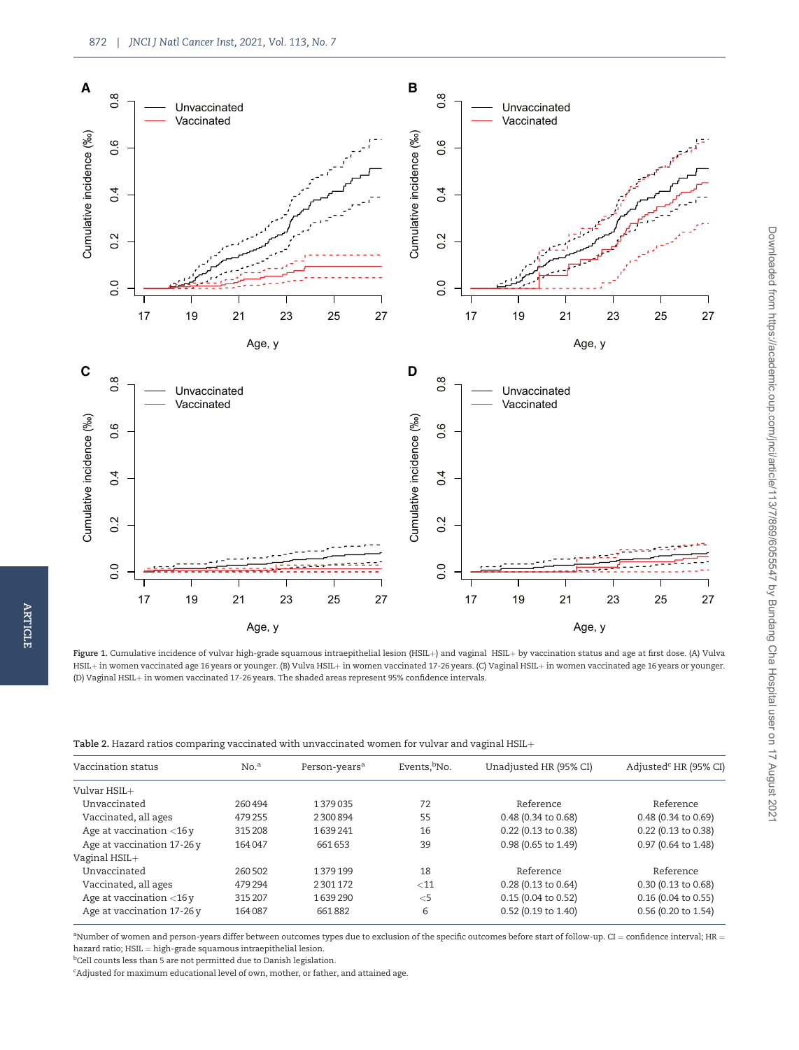Figure 1. Cumulative incidence of vulvar high-grade squamous intraepithelial lesion (HSIL+) and vaginal HSIL+ by vaccination status and age at first dose. (A) Vulva HSIL+ in women vaccinated age 16 years or younger. (B) Vulva HSIL+ in women vaccinated 17-26 years. (C) Vaginal HSIL+ in women vaccinated age 16 years or younger. (D) Vaginal HSIL+ in women vaccinated 17-26 years. The shaded areas represent 95% confidence intervals.

Table 2. Hazard ratios comparing vaccinated with unvaccinated women for vulvar and vaginal HSIL+

| Vaccination status | No.[a] | Person-years[a] | Events,[b] No. | Unadjusted HR (95% CI) | Adjusted[c] HR (95% CI) |
|---|---|---|---|---|---|
| Vulvar HSIL+ | | | | | |
| Unvaccinated | 260 494 | 1 379 035 | 72 | Reference | Reference |
| Vaccinated, all ages | 479 255 | 2 300 894 | 55 | 0.48 (0.34 to 0.68) | 0.48 (0.34 to 0.69) |
| Age at vaccination <16 y | 315 208 | 1 639 241 | 16 | 0.22 (0.13 to 0.38) | 0.22 (0.13 to 0.38) |
| Age at vaccination 17-26 y | 164 047 | 661 653 | 39 | 0.98 (0.65 to 1.49) | 0.97 (0.64 to 1.48) |
| Vaginal HSIL+ | | | | | |
| Unvaccinated | 260 502 | 1 379 199 | 18 | Reference | Reference |
| Vaccinated, all ages | 479 294 | 2 301 172 | <11 | 0.28 (0.13 to 0.64) | 0.30 (0.13 to 0.68) |
| Age at vaccination <16 y | 315 207 | 1 639 290 | <5 | 0.15 (0.04 to 0.52) | 0.16 (0.04 to 0.55) |
| Age at vaccination 17-26 y | 164 087 | 661 882 | 6 | 0.52 (0.19 to 1.40) | 0.56 (0.20 to 1.54) |

[a]Number of women and person-years differ between outcomes types due to exclusion of the specific outcomes before start of follow-up. CI = confidence interval; HR = hazard ratio; HSIL = high-grade squamous intraepithelial lesion.
[b]Cell counts less than 5 are not permitted due to Danish legislation.
[c]Adjusted for maximum educational level of own, mother, or father, and attained age.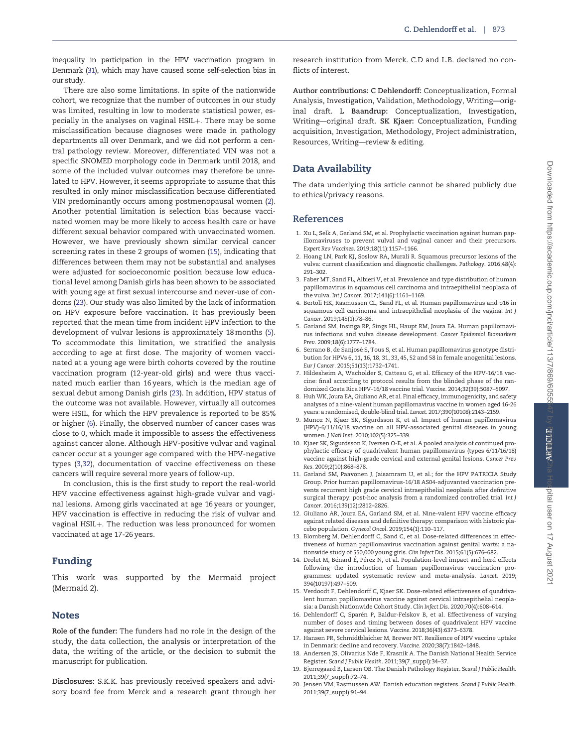inequality in participation in the HPV vaccination program in Denmark (31), which may have caused some self-selection bias in our study.

There are also some limitations. In spite of the nationwide cohort, we recognize that the number of outcomes in our study was limited, resulting in low to moderate statistical power, especially in the analyses on vaginal HSIL+. There may be some misclassification because diagnoses were made in pathology departments all over Denmark, and we did not perform a central pathology review. Moreover, differentiated VIN was not a specific SNOMED morphology code in Denmark until 2018, and some of the included vulvar outcomes may therefore be unrelated to HPV. However, it seems appropriate to assume that this resulted in only minor misclassification because differentiated VIN predominantly occurs among postmenopausal women (2). Another potential limitation is selection bias because vaccinated women may be more likely to access health care or have different sexual behavior compared with unvaccinated women. However, we have previously shown similar cervical cancer screening rates in these 2 groups of women (15), indicating that differences between them may not be substantial and analyses were adjusted for socioeconomic position because low educational level among Danish girls has been shown to be associated with young age at first sexual intercourse and never-use of condoms (23). Our study was also limited by the lack of information on HPV exposure before vaccination. It has previously been reported that the mean time from incident HPV infection to the development of vulvar lesions is approximately 18 months (5). To accommodate this limitation, we stratified the analysis according to age at first dose. The majority of women vaccinated at a young age were birth cohorts covered by the routine vaccination program (12-year-old girls) and were thus vaccinated much earlier than 16 years, which is the median age of sexual debut among Danish girls (23). In addition, HPV status of the outcome was not available. However, virtually all outcomes were HSIL, for which the HPV prevalence is reported to be 85% or higher (6). Finally, the observed number of cancer cases was close to 0, which made it impossible to assess the effectiveness against cancer alone. Although HPV-positive vulvar and vaginal cancer occur at a younger age compared with the HPV-negative types (3,32), documentation of vaccine effectiveness on these cancers will require several more years of follow-up.

In conclusion, this is the first study to report the real-world HPV vaccine effectiveness against high-grade vulvar and vaginal lesions. Among girls vaccinated at age 16 years or younger, HPV vaccination is effective in reducing the risk of vulvar and vaginal HSIL+. The reduction was less pronounced for women vaccinated at age 17-26 years.

## Funding

This work was supported by the Mermaid project (Mermaid 2).

## Notes

**Role of the funder:** The funders had no role in the design of the study, the data collection, the analysis or interpretation of the data, the writing of the article, or the decision to submit the manuscript for publication.

**Disclosures:** S.K.K. has previously received speakers and advisory board fee from Merck and a research grant through her research institution from Merck. C.D and L.B. declared no conflicts of interest.

**Author contributions: C Dehlendorff:** Conceptualization, Formal Analysis, Investigation, Validation, Methodology, Writing—original draft. **L Baandrup:** Conceptualization, Investigation, Writing—original draft. **SK Kjaer:** Conceptualization, Funding acquisition, Investigation, Methodology, Project administration, Resources, Writing—review & editing.

## Data Availability

The data underlying this article cannot be shared publicly due to ethical/privacy reasons.

## References

1. Xu L, Selk A, Garland SM, et al. Prophylactic vaccination against human papillomaviruses to prevent vulval and vaginal cancer and their precursors. *Expert Rev Vaccines*. 2019;18(11):1157–1166.
2. Hoang LN, Park KJ, Soslow RA, Murali R. Squamous precursor lesions of the vulva: current classification and diagnostic challenges. *Pathology*. 2016;48(4): 291–302.
3. Faber MT, Sand FL, Albieri V, et al. Prevalence and type distribution of human papillomavirus in squamous cell carcinoma and intraepithelial neoplasia of the vulva. *Int J Cancer*. 2017;141(6):1161–1169.
4. Bertoli HK, Rasmussen CL, Sand FL, et al. Human papillomavirus and p16 in squamous cell carcinoma and intraepithelial neoplasia of the vagina. *Int J Cancer*. 2019;145(1):78–86.
5. Garland SM, Insinga RP, Sings HL, Haupt RM, Joura EA. Human papillomavirus infections and vulva disease development. *Cancer Epidemiol Biomarkers Prev*. 2009;18(6):1777–1784.
6. Serrano B, de Sanjosé S, Tous S, et al. Human papillomavirus genotype distribution for HPVs 6, 11, 16, 18, 31, 33, 45, 52 and 58 in female anogenital lesions. *Eur J Cancer*. 2015;51(13):1732–1741.
7. Hildesheim A, Wacholder S, Catteau G, et al. Efficacy of the HPV-16/18 vaccine: final according to protocol results from the blinded phase of the randomized Costa Rica HPV-16/18 vaccine trial. *Vaccine*. 2014;32(39):5087–5097.
8. Huh WK, Joura EA, Giuliano AR, et al. Final efficacy, immunogenicity, and safety analyses of a nine-valent human papillomavirus vaccine in women aged 16-26 years: a randomised, double-blind trial. *Lancet*. 2017;390(10108):2143–2159.
9. Munoz N, Kjaer SK, Sigurdsson K, et al. Impact of human papillomavirus (HPV)-6/11/16/18 vaccine on all HPV-associated genital diseases in young women. *J Natl Inst*. 2010;102(5):325–339.
10. Kjaer SK, Sigurdsson K, Iversen O-E, et al. A pooled analysis of continued prophylactic efficacy of quadrivalent human papillomavirus (types 6/11/16/18) vaccine against high-grade cervical and external genital lesions. *Cancer Prev Res*. 2009;2(10):868–878.
11. Garland SM, Paavonen J, Jaisamrarn U, et al.; for the HPV PATRICIA Study Group. Prior human papillomavirus-16/18 AS04-adjuvanted vaccination prevents recurrent high grade cervical intraepithelial neoplasia after definitive surgical therapy: post-hoc analysis from a randomized controlled trial. *Int J Cancer*. 2016;139(12):2812–2826.
12. Giuliano AR, Joura EA, Garland SM, et al. Nine-valent HPV vaccine efficacy against related diseases and definitive therapy: comparison with historic placebo population. *Gynecol Oncol*. 2019;154(1):110–117.
13. Blomberg M, Dehlendorff C, Sand C, et al. Dose-related differences in effectiveness of human papillomavirus vaccination against genital warts: a nationwide study of 550,000 young girls. *Clin Infect Dis*. 2015;61(5):676–682.
14. Drolet M, Bénard É, Pérez N, et al. Population-level impact and herd effects following the introduction of human papillomavirus vaccination programmes: updated systematic review and meta-analysis. *Lancet*. 2019; 394(10197):497–509.
15. Verdoodt F, Dehlendorff C, Kjaer SK. Dose-related effectiveness of quadrivalent human papillomavirus vaccine against cervical intraepithelial neoplasia: a Danish Nationwide Cohort Study. *Clin Infect Dis*. 2020;70(4):608–614.
16. Dehlendorff C, Sparén P, Baldur-Felskov B, et al. Effectiveness of varying number of doses and timing between doses of quadrivalent HPV vaccine against severe cervical lesions. *Vaccine*. 2018;36(43):6373–6378.
17. Hansen PR, Schmidtblaicher M, Brewer NT. Resilience of HPV vaccine uptake in Denmark: decline and recovery. *Vaccine*. 2020;38(7):1842–1848.
18. Andersen JS, Olivarius Nde F, Krasnik A. The Danish National Health Service Register. *Scand J Public Health*. 2011;39(7_suppl):34–37.
19. Bjerregaard B, Larsen OB. The Danish Pathology Register. *Scand J Public Health*. 2011;39(7_suppl):72–74.
20. Jensen VM, Rasmussen AW. Danish education registers. *Scand J Public Health*. 2011;39(7_suppl):91–94.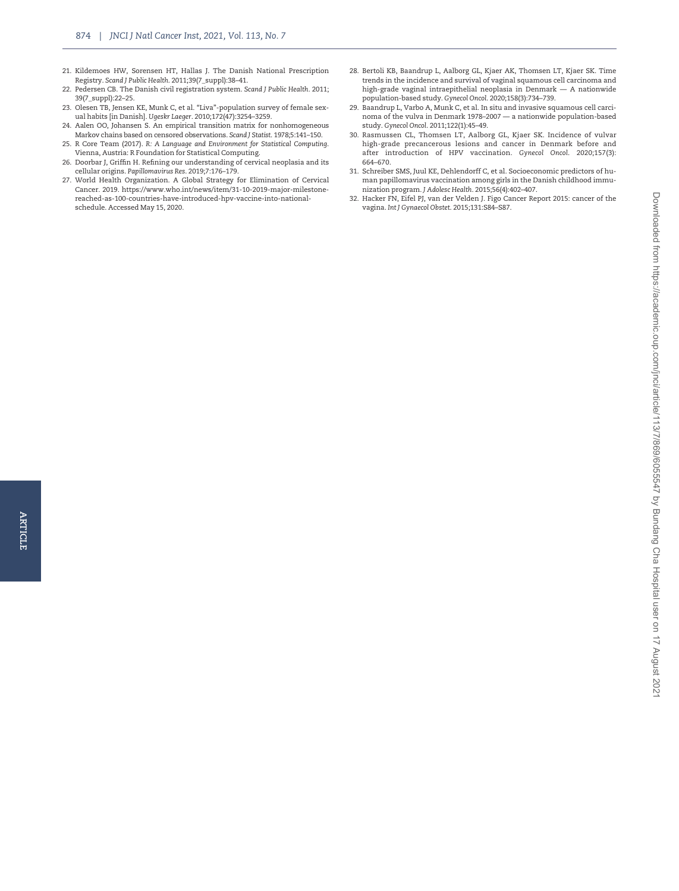21. Kildemoes HW, Sorensen HT, Hallas J. The Danish National Prescription Registry. *Scand J Public Health*. 2011;39(7_suppl):38–41.
22. Pedersen CB. The Danish civil registration system. *Scand J Public Health*. 2011; 39(7_suppl):22–25.
23. Olesen TB, Jensen KE, Munk C, et al. "Liva"-population survey of female sexual habits [in Danish]. *Ugeskr Laeger*. 2010;172(47):3254–3259.
24. Aalen OO, Johansen S. An empirical transition matrix for nonhomogeneous Markov chains based on censored observations. *Scand J Statist*. 1978;5:141–150.
25. R Core Team (2017). *R: A Language and Environment for Statistical Computing*. Vienna, Austria: R Foundation for Statistical Computing.
26. Doorbar J, Griffin H. Refining our understanding of cervical neoplasia and its cellular origins. *Papillomavirus Res*. 2019;7:176–179.
27. World Health Organization. A Global Strategy for Elimination of Cervical Cancer. 2019. https://www.who.int/news/item/31-10-2019-major-milestone-reached-as-100-countries-have-introduced-hpv-vaccine-into-national-schedule. Accessed May 15, 2020.
28. Bertoli KB, Baandrup L, Aalborg GL, Kjaer AK, Thomsen LT, Kjaer SK. Time trends in the incidence and survival of vaginal squamous cell carcinoma and high-grade vaginal intraepithelial neoplasia in Denmark — A nationwide population-based study. *Gynecol Oncol*. 2020;158(3):734–739.
29. Baandrup L, Varbo A, Munk C, et al. In situ and invasive squamous cell carcinoma of the vulva in Denmark 1978–2007 — a nationwide population-based study. *Gynecol Oncol*. 2011;122(1):45–49.
30. Rasmussen CL, Thomsen LT, Aalborg GL, Kjaer SK. Incidence of vulvar high-grade precancerous lesions and cancer in Denmark before and after introduction of HPV vaccination. *Gynecol Oncol*. 2020;157(3): 664–670.
31. Schreiber SMS, Juul KE, Dehlendorff C, et al. Socioeconomic predictors of human papillomavirus vaccination among girls in the Danish childhood immunization program. *J Adolesc Health*. 2015;56(4):402–407.
32. Hacker FN, Eifel PJ, van der Velden J. Figo Cancer Report 2015: cancer of the vagina. *Int J Gynaecol Obstet*. 2015;131:S84–S87.